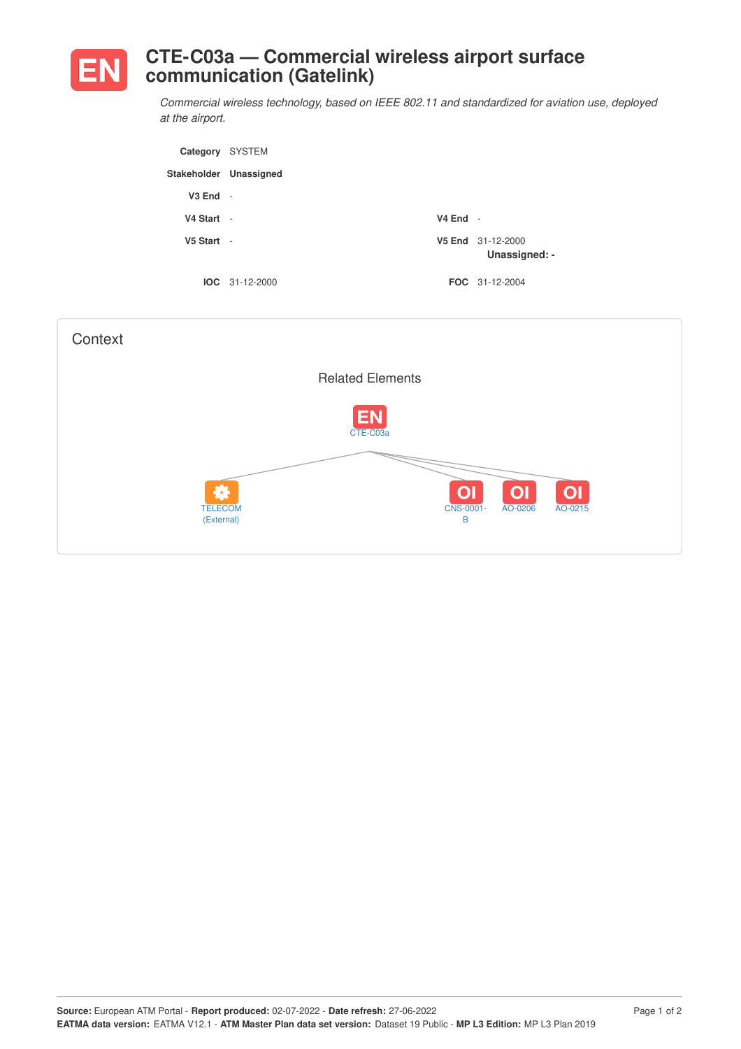# EN CTE-C03a — Commercial wireless airport surface communication (Gatelink)

*Commercial wireless technology, based on IEEE 802.11 and standardized for aviation use, deployed at the airport.*

**Category** SYSTEM

**Stakeholder** **Unassigned**

**V3 End** -

**V4 Start** - **V4 End** -

**V5 Start** - **V5 End** 31-12-2000
**Unassigned: -**

**IOC** 31-12-2000 **FOC** 31-12-2004

## Context

### Related Elements

EN CTE-C03a

- TELECOM (External)
- OI CNS-0001-B
- OI AO-0206
- OI AO-0215

**Source:** European ATM Portal - **Report produced:** 02-07-2022 - **Date refresh:** 27-06-2022
**EATMA data version:** EATMA V12.1 - **ATM Master Plan data set version:** Dataset 19 Public - **MP L3 Edition:** MP L3 Plan 2019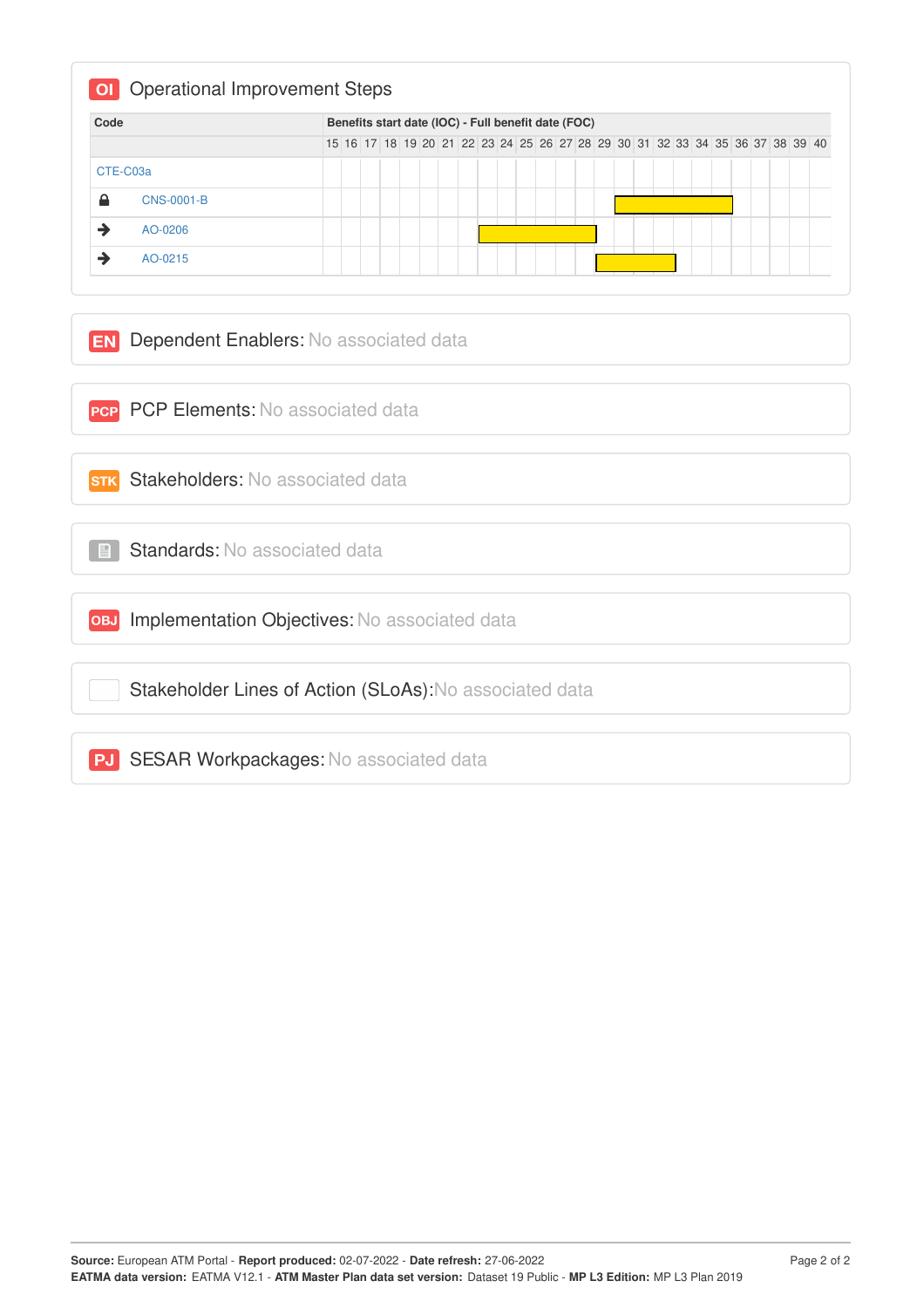## OI Operational Improvement Steps

Code

Benefits start date (IOC) - Full benefit date (FOC)

15 16 17 18 19 20 21 22 23 24 25 26 27 28 29 30 31 32 33 34 35 36 37 38 39 40

CTE-C03a

CNS-0001-B

AO-0206

AO-0215

## EN Dependent Enablers: No associated data

## PCP PCP Elements: No associated data

## STK Stakeholders: No associated data

## Standards: No associated data

## OBJ Implementation Objectives: No associated data

## Stakeholder Lines of Action (SLoAs): No associated data

## PJ SESAR Workpackages: No associated data

**Source:** European ATM Portal - **Report produced:** 02-07-2022 - **Date refresh:** 27-06-2022
**EATMA data version:** EATMA V12.1 - **ATM Master Plan data set version:** Dataset 19 Public - **MP L3 Edition:** MP L3 Plan 2019